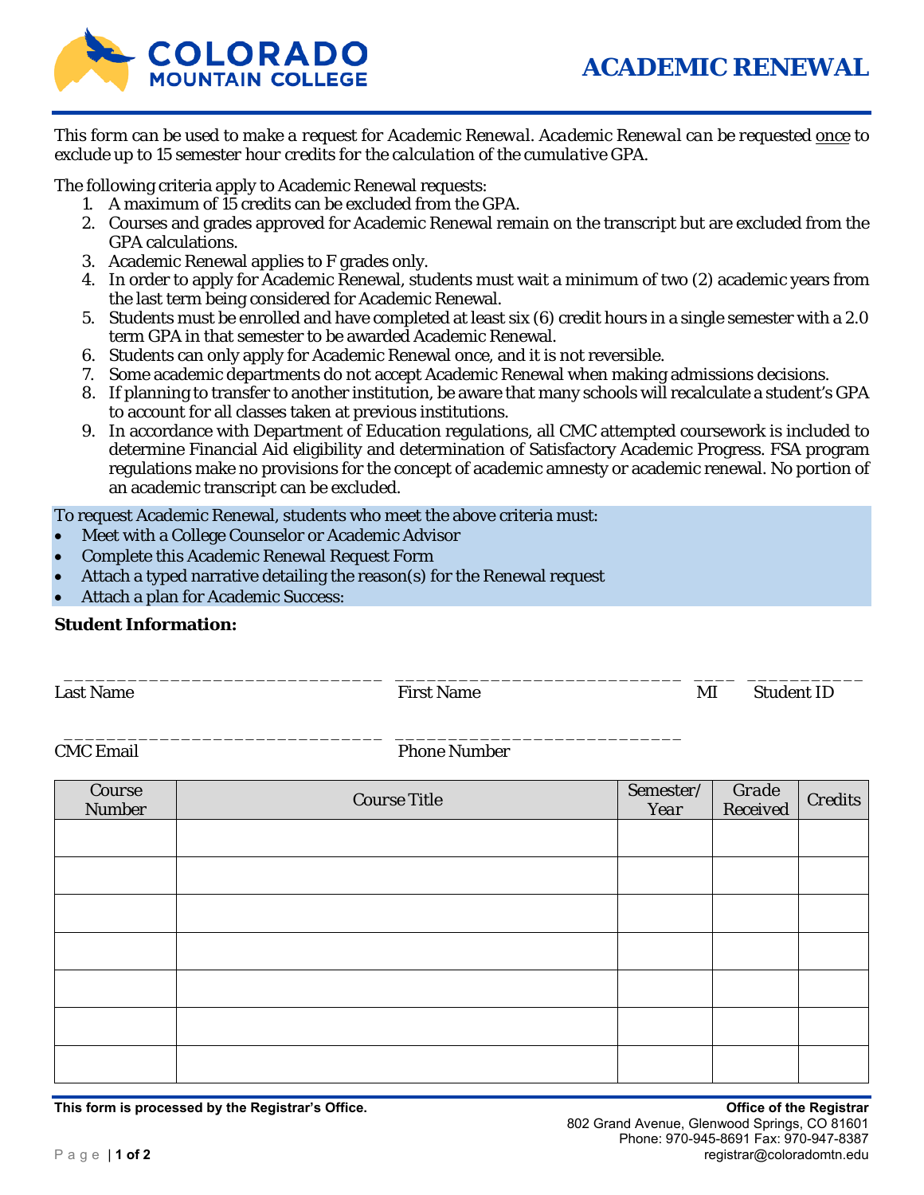# ACADEMIC RENEWAL

This form can be used to make a request for Academic Renewal. Academic Renewal can be requested once to exclude up to 15 semester hour credits for the calculation of the cumulative GPA.

The following criteria apply to Academic Renewal requests:

1. A maximum of 15 credits can be excluded from the GPA.
2. Courses and grades approved for Academic Renewal remain on the transcript but are excluded from the GPA calculations.
3. Academic Renewal applies to F grades only.
4. In order to apply for Academic Renewal, students must wait a minimum of two (2) academic years from the last term being considered for Academic Renewal.
5. Students must be enrolled and have completed at least six (6) credit hours in a single semester with a 2.0 term GPA in that semester to be awarded Academic Renewal.
6. Students can only apply for Academic Renewal once, and it is not reversible.
7. Some academic departments do not accept Academic Renewal when making admissions decisions.
8. If planning to transfer to another institution, be aware that many schools will recalculate a student's GPA to account for all classes taken at previous institutions.
9. In accordance with Department of Education regulations, all CMC attempted coursework is included to determine Financial Aid eligibility and determination of Satisfactory Academic Progress. FSA program regulations make no provisions for the concept of academic amnesty or academic renewal. No portion of an academic transcript can be excluded.

To request Academic Renewal, students who meet the above criteria must:

- Meet with a College Counselor or Academic Advisor
- Complete this Academic Renewal Request Form
- Attach a typed narrative detailing the reason(s) for the Renewal request
- Attach a plan for Academic Success:

**Student Information:**

______________________________ ___________________________ ____ ___________
Last Name First Name MI Student ID

______________________________ ___________________________
CMC Email Phone Number

| Course Number | Course Title | Semester/ Year | Grade Received | Credits |
|---|---|---|---|---|
| | | | | |
| | | | | |
| | | | | |
| | | | | |
| | | | | |
| | | | | |
| | | | | |

**This form is processed by the Registrar's Office.**

**Office of the Registrar**
802 Grand Avenue, Glenwood Springs, CO 81601
Phone: 970-945-8691 Fax: 970-947-8387
registrar@coloradomtn.edu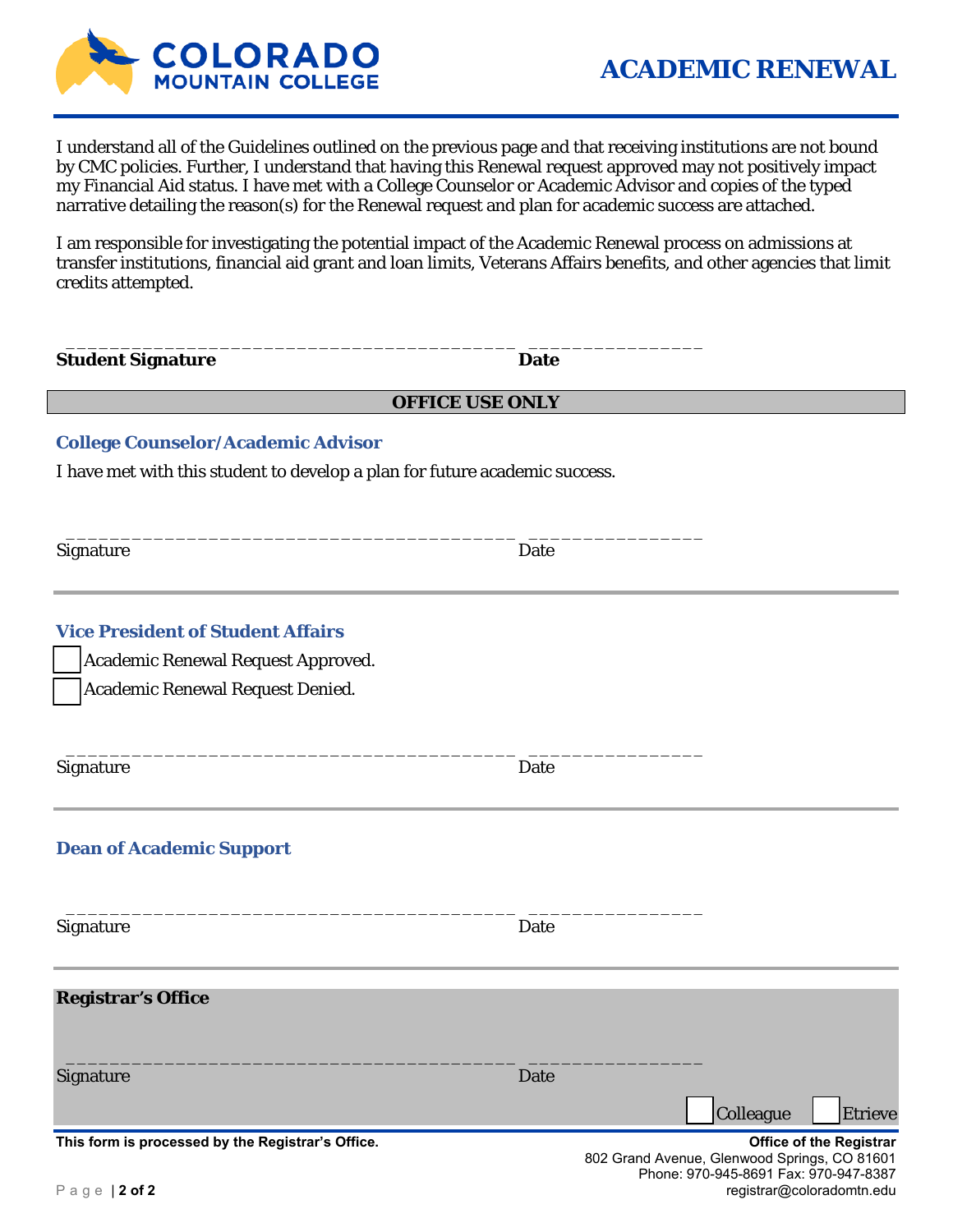# ACADEMIC RENEWAL

I understand all of the Guidelines outlined on the previous page and that receiving institutions are not bound by CMC policies. Further, I understand that having this Renewal request approved may not positively impact my Financial Aid status. I have met with a College Counselor or Academic Advisor and copies of the typed narrative detailing the reason(s) for the Renewal request and plan for academic success are attached.

I am responsible for investigating the potential impact of the Academic Renewal process on admissions at transfer institutions, financial aid grant and loan limits, Veterans Affairs benefits, and other agencies that limit credits attempted.

_______________________________________ _______________
**Student Signature** **Date**

**OFFICE USE ONLY**

### College Counselor/Academic Advisor

I have met with this student to develop a plan for future academic success.

_______________________________________ _______________
Signature Date

### Vice President of Student Affairs

☐ Academic Renewal Request Approved.

☐ Academic Renewal Request Denied.

_______________________________________ _______________
Signature Date

### Dean of Academic Support

_______________________________________ _______________
Signature Date

**Registrar's Office**

_______________________________________ _______________
Signature Date

☐ Colleague ☐ Etrieve

**This form is processed by the Registrar's Office.**

**Office of the Registrar**
802 Grand Avenue, Glenwood Springs, CO 81601
Phone: 970-945-8691 Fax: 970-947-8387
registrar@coloradomtn.edu